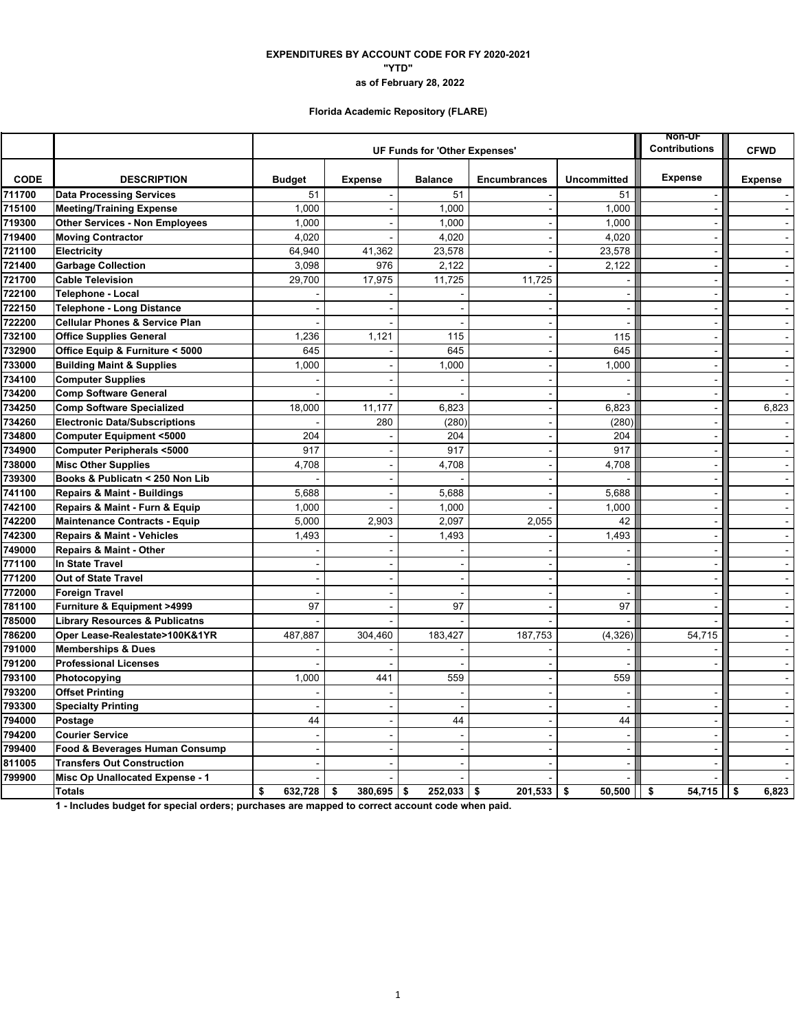**EXPENDITURES BY ACCOUNT CODE FOR FY 2020-2021**

**"YTD"**

**as of February 28, 2022**

**Florida Academic Repository (FLARE)**

| | | UF Funds for 'Other Expenses' | | | | | Non-UF Contributions | CFWD |
|---|---|---|---|---|---|---|---|---|
| **CODE** | **DESCRIPTION** | **Budget** | **Expense** | **Balance** | **Encumbrances** | **Uncommitted** | **Expense** | **Expense** |
| 711700 | Data Processing Services | 51 | - | 51 | - | 51 | - | - |
| 715100 | Meeting/Training Expense | 1,000 | - | 1,000 | - | 1,000 | - | - |
| 719300 | Other Services - Non Employees | 1,000 | - | 1,000 | - | 1,000 | - | - |
| 719400 | Moving Contractor | 4,020 | - | 4,020 | - | 4,020 | - | - |
| 721100 | Electricity | 64,940 | 41,362 | 23,578 | - | 23,578 | - | - |
| 721400 | Garbage Collection | 3,098 | 976 | 2,122 | - | 2,122 | - | - |
| 721700 | Cable Television | 29,700 | 17,975 | 11,725 | 11,725 | - | - | - |
| 722100 | Telephone - Local | - | - | - | - | - | - | - |
| 722150 | Telephone - Long Distance | - | - | - | - | - | - | - |
| 722200 | Cellular Phones & Service Plan | - | - | - | - | - | - | - |
| 732100 | Office Supplies General | 1,236 | 1,121 | 115 | - | 115 | - | - |
| 732900 | Office Equip & Furniture < 5000 | 645 | - | 645 | - | 645 | - | - |
| 733000 | Building Maint & Supplies | 1,000 | - | 1,000 | - | 1,000 | - | - |
| 734100 | Computer Supplies | - | - | - | - | - | - | - |
| 734200 | Comp Software General | - | - | - | - | - | - | - |
| 734250 | Comp Software Specialized | 18,000 | 11,177 | 6,823 | - | 6,823 | - | 6,823 |
| 734260 | Electronic Data/Subscriptions | - | 280 | (280) | - | (280) | - | - |
| 734800 | Computer Equipment <5000 | 204 | - | 204 | - | 204 | - | - |
| 734900 | Computer Peripherals <5000 | 917 | - | 917 | - | 917 | - | - |
| 738000 | Misc Other Supplies | 4,708 | - | 4,708 | - | 4,708 | - | - |
| 739300 | Books & Publicatn < 250 Non Lib | - | - | - | - | - | - | - |
| 741100 | Repairs & Maint - Buildings | 5,688 | - | 5,688 | - | 5,688 | - | - |
| 742100 | Repairs & Maint - Furn & Equip | 1,000 | - | 1,000 | - | 1,000 | - | - |
| 742200 | Maintenance Contracts - Equip | 5,000 | 2,903 | 2,097 | 2,055 | 42 | - | - |
| 742300 | Repairs & Maint - Vehicles | 1,493 | - | 1,493 | - | 1,493 | - | - |
| 749000 | Repairs & Maint - Other | - | - | - | - | - | - | - |
| 771100 | In State Travel | - | - | - | - | - | - | - |
| 771200 | Out of State Travel | - | - | - | - | - | - | - |
| 772000 | Foreign Travel | - | - | - | - | - | - | - |
| 781100 | Furniture & Equipment >4999 | 97 | - | 97 | - | 97 | - | - |
| 785000 | Library Resources & Publicatns | - | - | - | - | - | - | - |
| 786200 | Oper Lease-Realestate>100K&1YR | 487,887 | 304,460 | 183,427 | 187,753 | (4,326) | 54,715 | - |
| 791000 | Memberships & Dues | - | - | - | - | - | - | - |
| 791200 | Professional Licenses | - | - | - | - | - | - | - |
| 793100 | Photocopying | 1,000 | 441 | 559 | - | 559 | | - |
| 793200 | Offset Printing | - | - | - | - | - | - | - |
| 793300 | Specialty Printing | - | - | - | - | - | - | - |
| 794000 | Postage | 44 | - | 44 | - | 44 | - | - |
| 794200 | Courier Service | - | - | - | - | - | - | - |
| 799400 | Food & Beverages Human Consump | - | - | - | - | - | - | - |
| 811005 | Transfers Out Construction | - | - | - | - | - | - | - |
| 799900 | Misc Op Unallocated Expense - 1 | - | - | - | - | - | - | - |
| | **Totals** | **$ 632,728** | **$ 380,695** | **$ 252,033** | **$ 201,533** | **$ 50,500** | **$ 54,715** | **$ 6,823** |

**1 - Includes budget for special orders; purchases are mapped to correct account code when paid.**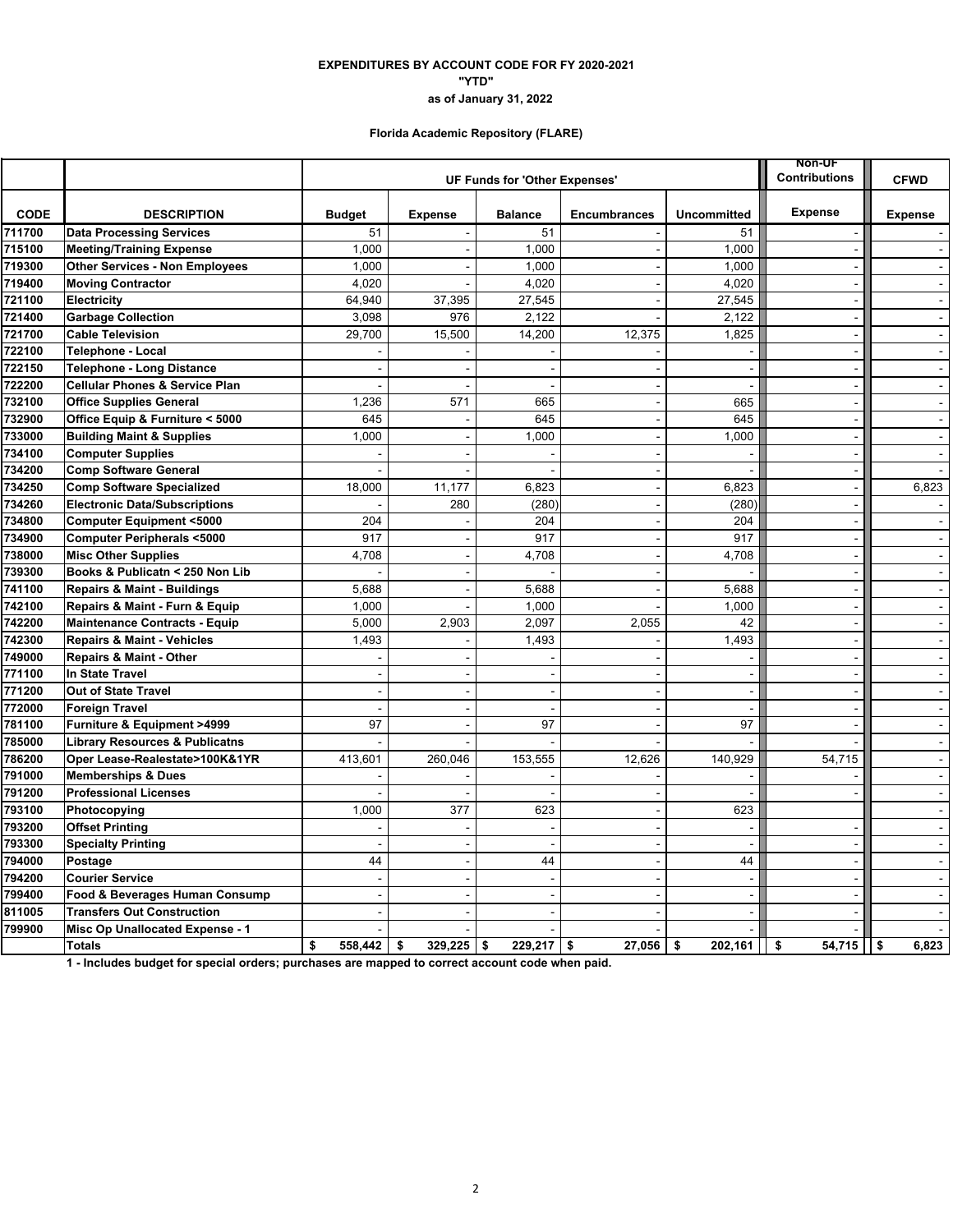**EXPENDITURES BY ACCOUNT CODE FOR FY 2020-2021**

**"YTD"**

**as of January 31, 2022**

**Florida Academic Repository (FLARE)**

| | | UF Funds for 'Other Expenses' | | | | | Non-UF Contributions | CFWD |
|---|---|---|---|---|---|---|---|---|
| **CODE** | **DESCRIPTION** | **Budget** | **Expense** | **Balance** | **Encumbrances** | **Uncommitted** | **Expense** | **Expense** |
| 711700 | Data Processing Services | 51 | - | 51 | - | 51 | - | - |
| 715100 | Meeting/Training Expense | 1,000 | - | 1,000 | - | 1,000 | - | - |
| 719300 | Other Services - Non Employees | 1,000 | - | 1,000 | - | 1,000 | - | - |
| 719400 | Moving Contractor | 4,020 | - | 4,020 | - | 4,020 | - | - |
| 721100 | Electricity | 64,940 | 37,395 | 27,545 | - | 27,545 | - | - |
| 721400 | Garbage Collection | 3,098 | 976 | 2,122 | - | 2,122 | - | - |
| 721700 | Cable Television | 29,700 | 15,500 | 14,200 | 12,375 | 1,825 | - | - |
| 722100 | Telephone - Local | - | - | - | - | - | - | - |
| 722150 | Telephone - Long Distance | - | - | - | - | - | - | - |
| 722200 | Cellular Phones & Service Plan | - | - | - | - | - | - | - |
| 732100 | Office Supplies General | 1,236 | 571 | 665 | - | 665 | - | - |
| 732900 | Office Equip & Furniture < 5000 | 645 | - | 645 | - | 645 | - | - |
| 733000 | Building Maint & Supplies | 1,000 | - | 1,000 | - | 1,000 | - | - |
| 734100 | Computer Supplies | - | - | - | - | - | - | - |
| 734200 | Comp Software General | - | - | - | - | - | - | - |
| 734250 | Comp Software Specialized | 18,000 | 11,177 | 6,823 | - | 6,823 | - | 6,823 |
| 734260 | Electronic Data/Subscriptions | - | 280 | (280) | - | (280) | - | - |
| 734800 | Computer Equipment <5000 | 204 | - | 204 | - | 204 | - | - |
| 734900 | Computer Peripherals <5000 | 917 | - | 917 | - | 917 | - | - |
| 738000 | Misc Other Supplies | 4,708 | - | 4,708 | - | 4,708 | - | - |
| 739300 | Books & Publicatn < 250 Non Lib | - | - | - | - | - | - | - |
| 741100 | Repairs & Maint - Buildings | 5,688 | - | 5,688 | - | 5,688 | - | - |
| 742100 | Repairs & Maint - Furn & Equip | 1,000 | - | 1,000 | - | 1,000 | - | - |
| 742200 | Maintenance Contracts - Equip | 5,000 | 2,903 | 2,097 | 2,055 | 42 | - | - |
| 742300 | Repairs & Maint - Vehicles | 1,493 | - | 1,493 | - | 1,493 | - | - |
| 749000 | Repairs & Maint - Other | - | - | - | - | - | - | - |
| 771100 | In State Travel | - | - | - | - | - | - | - |
| 771200 | Out of State Travel | - | - | - | - | - | - | - |
| 772000 | Foreign Travel | - | - | - | - | - | - | - |
| 781100 | Furniture & Equipment >4999 | 97 | - | 97 | - | 97 | - | - |
| 785000 | Library Resources & Publicatns | - | - | - | - | - | - | - |
| 786200 | Oper Lease-Realestate>100K&1YR | 413,601 | 260,046 | 153,555 | 12,626 | 140,929 | 54,715 | - |
| 791000 | Memberships & Dues | - | - | - | - | - | - | - |
| 791200 | Professional Licenses | - | - | - | - | - | - | - |
| 793100 | Photocopying | 1,000 | 377 | 623 | - | 623 | | - |
| 793200 | Offset Printing | - | - | - | - | - | - | - |
| 793300 | Specialty Printing | - | - | - | - | - | - | - |
| 794000 | Postage | 44 | - | 44 | - | 44 | - | - |
| 794200 | Courier Service | - | - | - | - | - | - | - |
| 799400 | Food & Beverages Human Consump | - | - | - | - | - | - | - |
| 811005 | Transfers Out Construction | - | - | - | - | - | - | - |
| 799900 | Misc Op Unallocated Expense - 1 | - | - | - | - | - | - | - |
| | **Totals** | **$ 558,442** | **$ 329,225** | **$ 229,217** | **$ 27,056** | **$ 202,161** | **$ 54,715** | **$ 6,823** |

**1 - Includes budget for special orders; purchases are mapped to correct account code when paid.**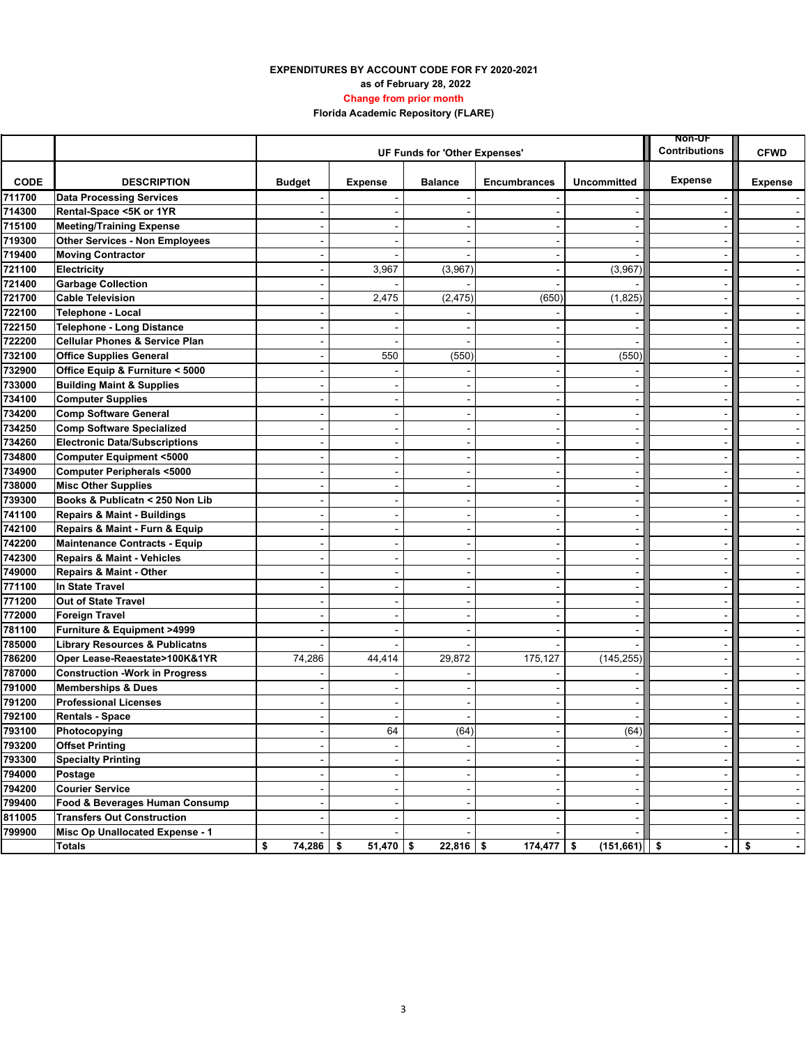**EXPENDITURES BY ACCOUNT CODE FOR FY 2020-2021**

**as of February 28, 2022**

**Change from prior month**

**Florida Academic Repository (FLARE)**

| | | UF Funds for 'Other Expenses' | | | | | Non-UF Contributions | CFWD |
|---|---|---|---|---|---|---|---|---|
| **CODE** | **DESCRIPTION** | **Budget** | **Expense** | **Balance** | **Encumbrances** | **Uncommitted** | **Expense** | **Expense** |
| 711700 | Data Processing Services | - | - | - | - | - | - | - |
| 714300 | Rental-Space <5K or 1YR | - | - | - | - | - | - | - |
| 715100 | Meeting/Training Expense | - | - | - | - | - | - | - |
| 719300 | Other Services - Non Employees | - | - | - | - | - | - | - |
| 719400 | Moving Contractor | - | - | - | - | - | - | - |
| 721100 | Electricity | - | 3,967 | (3,967) | - | (3,967) | - | - |
| 721400 | Garbage Collection | - | - | - | - | - | - | - |
| 721700 | Cable Television | - | 2,475 | (2,475) | (650) | (1,825) | - | - |
| 722100 | Telephone - Local | - | - | - | - | - | - | - |
| 722150 | Telephone - Long Distance | - | - | - | - | - | - | - |
| 722200 | Cellular Phones & Service Plan | - | - | - | - | - | - | - |
| 732100 | Office Supplies General | - | 550 | (550) | - | (550) | - | - |
| 732900 | Office Equip & Furniture < 5000 | - | - | - | - | - | - | - |
| 733000 | Building Maint & Supplies | - | - | - | - | - | - | - |
| 734100 | Computer Supplies | - | - | - | - | - | - | - |
| 734200 | Comp Software General | - | - | - | - | - | - | - |
| 734250 | Comp Software Specialized | - | - | - | - | - | - | - |
| 734260 | Electronic Data/Subscriptions | - | - | - | - | - | - | - |
| 734800 | Computer Equipment <5000 | - | - | - | - | - | - | - |
| 734900 | Computer Peripherals <5000 | - | - | - | - | - | - | - |
| 738000 | Misc Other Supplies | - | - | - | - | - | - | - |
| 739300 | Books & Publicatn < 250 Non Lib | - | - | - | - | - | - | - |
| 741100 | Repairs & Maint - Buildings | - | - | - | - | - | - | - |
| 742100 | Repairs & Maint - Furn & Equip | - | - | - | - | - | - | - |
| 742200 | Maintenance Contracts - Equip | - | - | - | - | - | - | - |
| 742300 | Repairs & Maint - Vehicles | - | - | - | - | - | - | - |
| 749000 | Repairs & Maint - Other | - | - | - | - | - | - | - |
| 771100 | In State Travel | - | - | - | - | - | - | - |
| 771200 | Out of State Travel | - | - | - | - | - | - | - |
| 772000 | Foreign Travel | - | - | - | - | - | - | - |
| 781100 | Furniture & Equipment >4999 | - | - | - | - | - | - | - |
| 785000 | Library Resources & Publicatns | - | - | - | - | - | - | - |
| 786200 | Oper Lease-Reaestate>100K&1YR | 74,286 | 44,414 | 29,872 | 175,127 | (145,255) | - | - |
| 787000 | Construction -Work in Progress | - | - | - | - | - | - | - |
| 791000 | Memberships & Dues | - | - | - | - | - | - | - |
| 791200 | Professional Licenses | - | - | - | - | - | - | - |
| 792100 | Rentals - Space | - | - | - | - | - | - | - |
| 793100 | Photocopying | - | 64 | (64) | - | (64) | - | - |
| 793200 | Offset Printing | - | - | - | - | - | - | - |
| 793300 | Specialty Printing | - | - | - | - | - | - | - |
| 794000 | Postage | - | - | - | - | - | - | - |
| 794200 | Courier Service | - | - | - | - | - | - | - |
| 799400 | Food & Beverages Human Consump | - | - | - | - | - | - | - |
| 811005 | Transfers Out Construction | - | - | - | - | - | - | - |
| 799900 | Misc Op Unallocated Expense - 1 | - | - | - | - | - | - | - |
| | **Totals** | **$ 74,286** | **$ 51,470** | **$ 22,816** | **$ 174,477** | **$ (151,661)** | **$ -** | **$ -** |